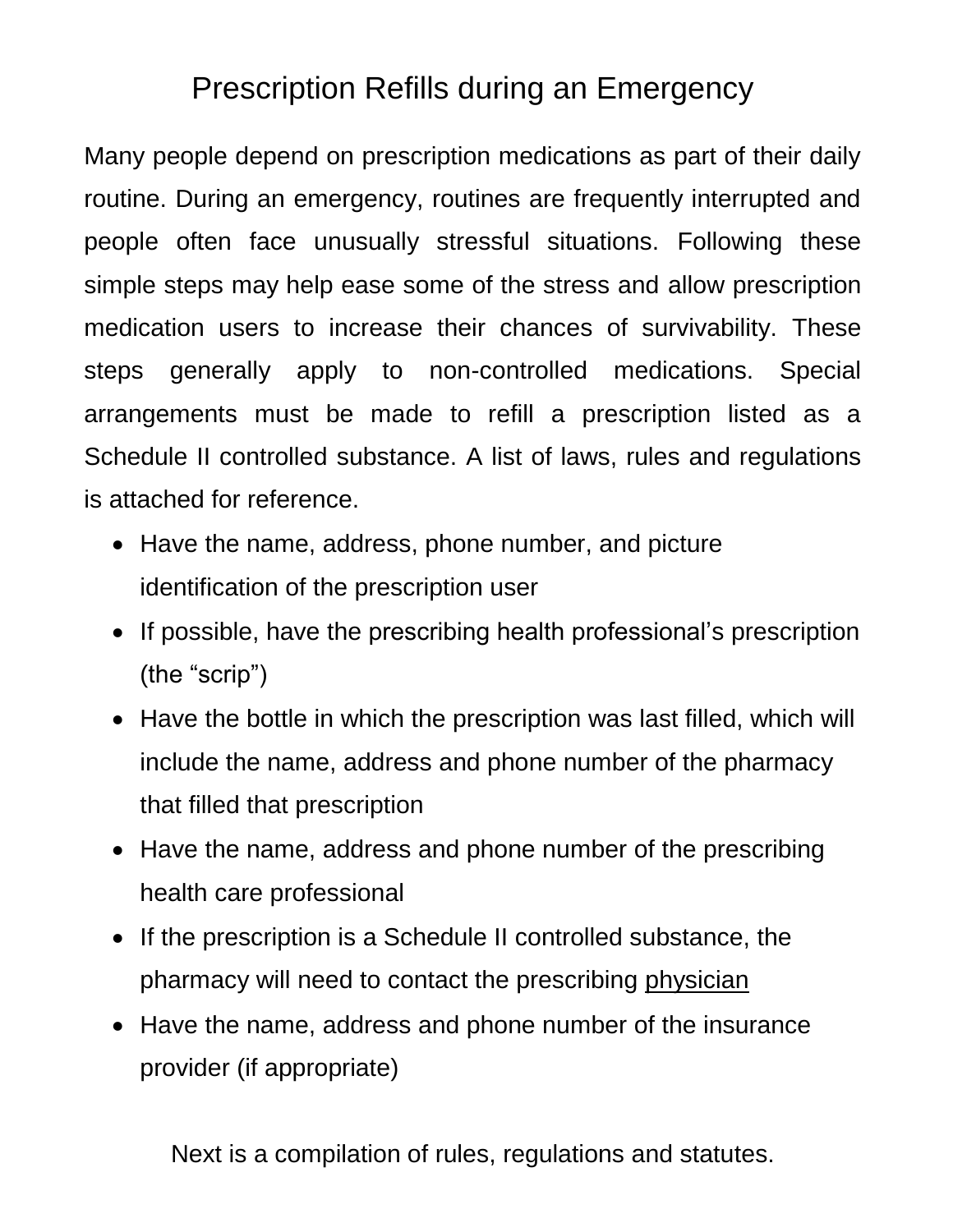# Prescription Refills during an Emergency

Many people depend on prescription medications as part of their daily routine. During an emergency, routines are frequently interrupted and people often face unusually stressful situations. Following these simple steps may help ease some of the stress and allow prescription medication users to increase their chances of survivability. These steps generally apply to non-controlled medications. Special arrangements must be made to refill a prescription listed as a Schedule II controlled substance. A list of laws, rules and regulations is attached for reference.

- Have the name, address, phone number, and picture identification of the prescription user
- If possible, have the prescribing health professional's prescription (the "scrip")
- Have the bottle in which the prescription was last filled, which will include the name, address and phone number of the pharmacy that filled that prescription
- Have the name, address and phone number of the prescribing health care professional
- If the prescription is a Schedule II controlled substance, the pharmacy will need to contact the prescribing physician
- Have the name, address and phone number of the insurance provider (if appropriate)

Next is a compilation of rules, regulations and statutes.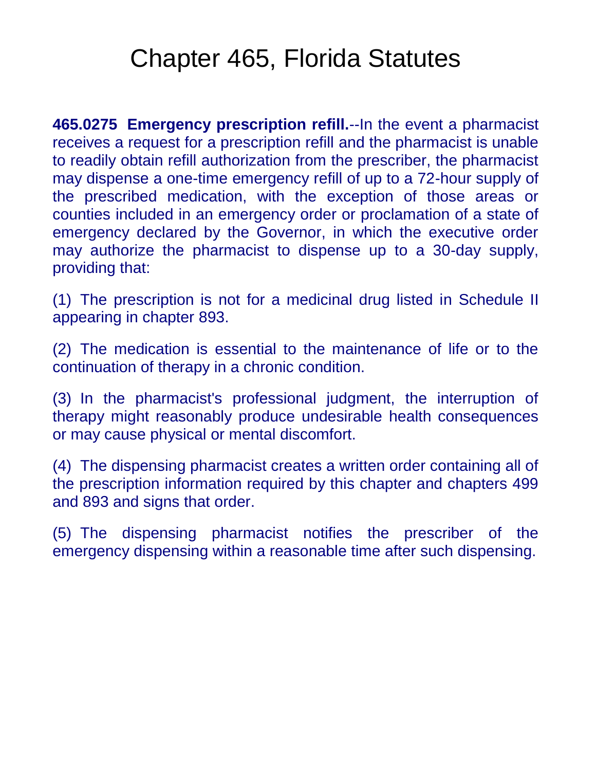# Chapter 465, Florida Statutes

**465.0275 Emergency prescription refill.**--In the event a pharmacist receives a request for a prescription refill and the pharmacist is unable to readily obtain refill authorization from the prescriber, the pharmacist may dispense a one-time emergency refill of up to a 72-hour supply of the prescribed medication, with the exception of those areas or counties included in an emergency order or proclamation of a state of emergency declared by the Governor, in which the executive order may authorize the pharmacist to dispense up to a 30-day supply, providing that:

(1) The prescription is not for a medicinal drug listed in Schedule II appearing in chapter 893.

(2) The medication is essential to the maintenance of life or to the continuation of therapy in a chronic condition.

(3) In the pharmacist's professional judgment, the interruption of therapy might reasonably produce undesirable health consequences or may cause physical or mental discomfort.

(4) The dispensing pharmacist creates a written order containing all of the prescription information required by this chapter and chapters 499 and 893 and signs that order.

(5) The dispensing pharmacist notifies the prescriber of the emergency dispensing within a reasonable time after such dispensing.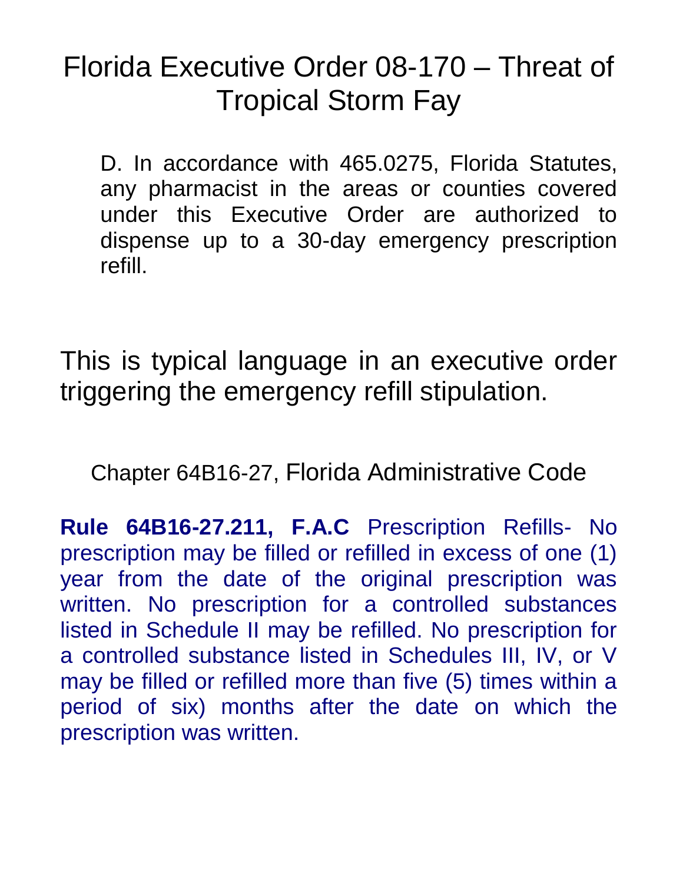# Florida Executive Order 08-170 – Threat of Tropical Storm Fay

D. In accordance with 465.0275, Florida Statutes, any pharmacist in the areas or counties covered under this Executive Order are authorized to dispense up to a 30-day emergency prescription refill.

This is typical language in an executive order triggering the emergency refill stipulation.

## Chapter 64B16-27, Florida Administrative Code

**Rule 64B16-27.211, F.A.C** Prescription Refills- No prescription may be filled or refilled in excess of one (1) year from the date of the original prescription was written. No prescription for a controlled substances listed in Schedule II may be refilled. No prescription for a controlled substance listed in Schedules III, IV, or V may be filled or refilled more than five (5) times within a period of six) months after the date on which the prescription was written.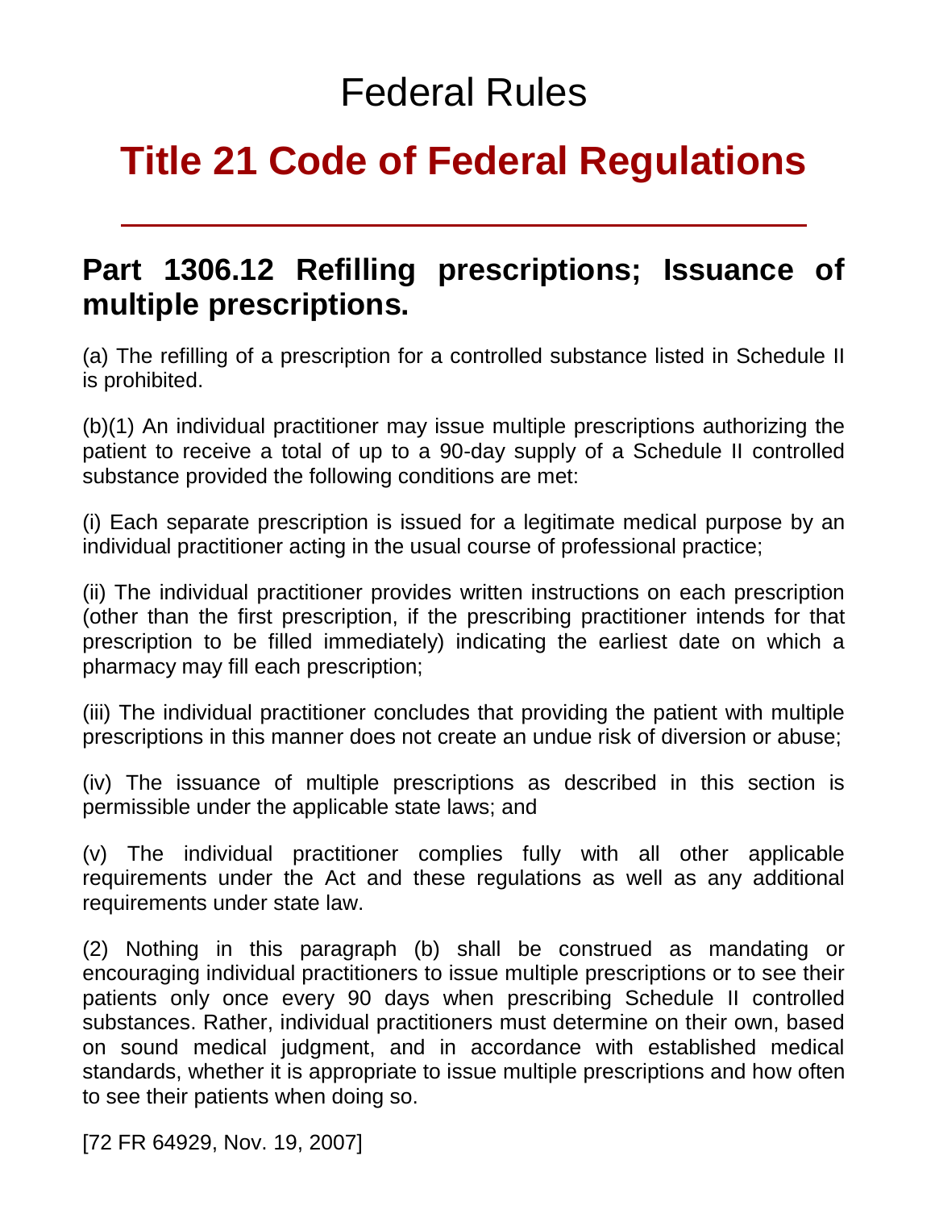# Federal Rules

# Title 21 Code of Federal Regulations

---

## Part 1306.12 Refilling prescriptions; Issuance of multiple prescriptions.

(a) The refilling of a prescription for a controlled substance listed in Schedule II is prohibited.

(b)(1) An individual practitioner may issue multiple prescriptions authorizing the patient to receive a total of up to a 90-day supply of a Schedule II controlled substance provided the following conditions are met:

(i) Each separate prescription is issued for a legitimate medical purpose by an individual practitioner acting in the usual course of professional practice;

(ii) The individual practitioner provides written instructions on each prescription (other than the first prescription, if the prescribing practitioner intends for that prescription to be filled immediately) indicating the earliest date on which a pharmacy may fill each prescription;

(iii) The individual practitioner concludes that providing the patient with multiple prescriptions in this manner does not create an undue risk of diversion or abuse;

(iv) The issuance of multiple prescriptions as described in this section is permissible under the applicable state laws; and

(v) The individual practitioner complies fully with all other applicable requirements under the Act and these regulations as well as any additional requirements under state law.

(2) Nothing in this paragraph (b) shall be construed as mandating or encouraging individual practitioners to issue multiple prescriptions or to see their patients only once every 90 days when prescribing Schedule II controlled substances. Rather, individual practitioners must determine on their own, based on sound medical judgment, and in accordance with established medical standards, whether it is appropriate to issue multiple prescriptions and how often to see their patients when doing so.

[72 FR 64929, Nov. 19, 2007]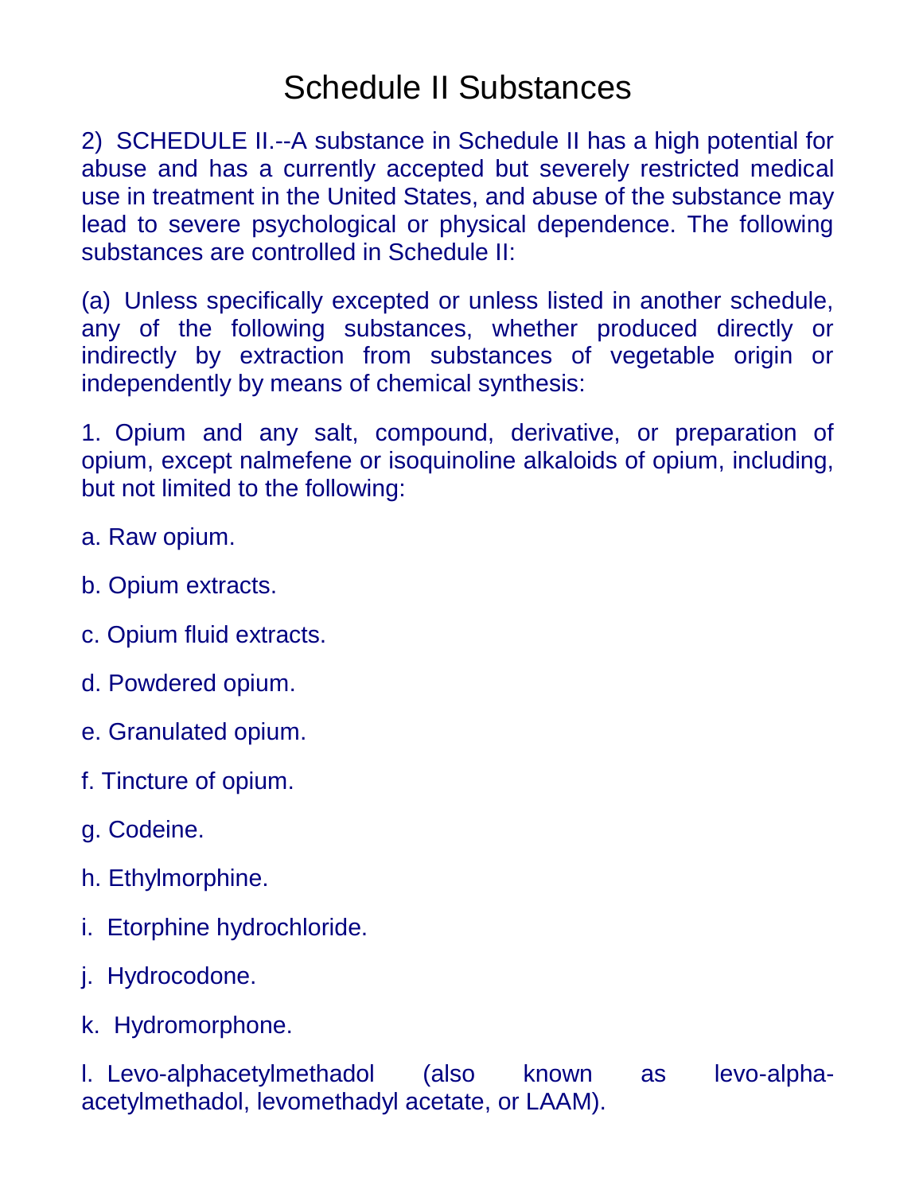# Schedule II Substances

2) SCHEDULE II.--A substance in Schedule II has a high potential for abuse and has a currently accepted but severely restricted medical use in treatment in the United States, and abuse of the substance may lead to severe psychological or physical dependence. The following substances are controlled in Schedule II:

(a) Unless specifically excepted or unless listed in another schedule, any of the following substances, whether produced directly or indirectly by extraction from substances of vegetable origin or independently by means of chemical synthesis:

1. Opium and any salt, compound, derivative, or preparation of opium, except nalmefene or isoquinoline alkaloids of opium, including, but not limited to the following:

a. Raw opium.

b. Opium extracts.

c. Opium fluid extracts.

d. Powdered opium.

e. Granulated opium.

f. Tincture of opium.

g. Codeine.

h. Ethylmorphine.

i. Etorphine hydrochloride.

j. Hydrocodone.

k. Hydromorphone.

l. Levo-alphacetylmethadol (also known as levo-alpha-acetylmethadol, levomethadyl acetate, or LAAM).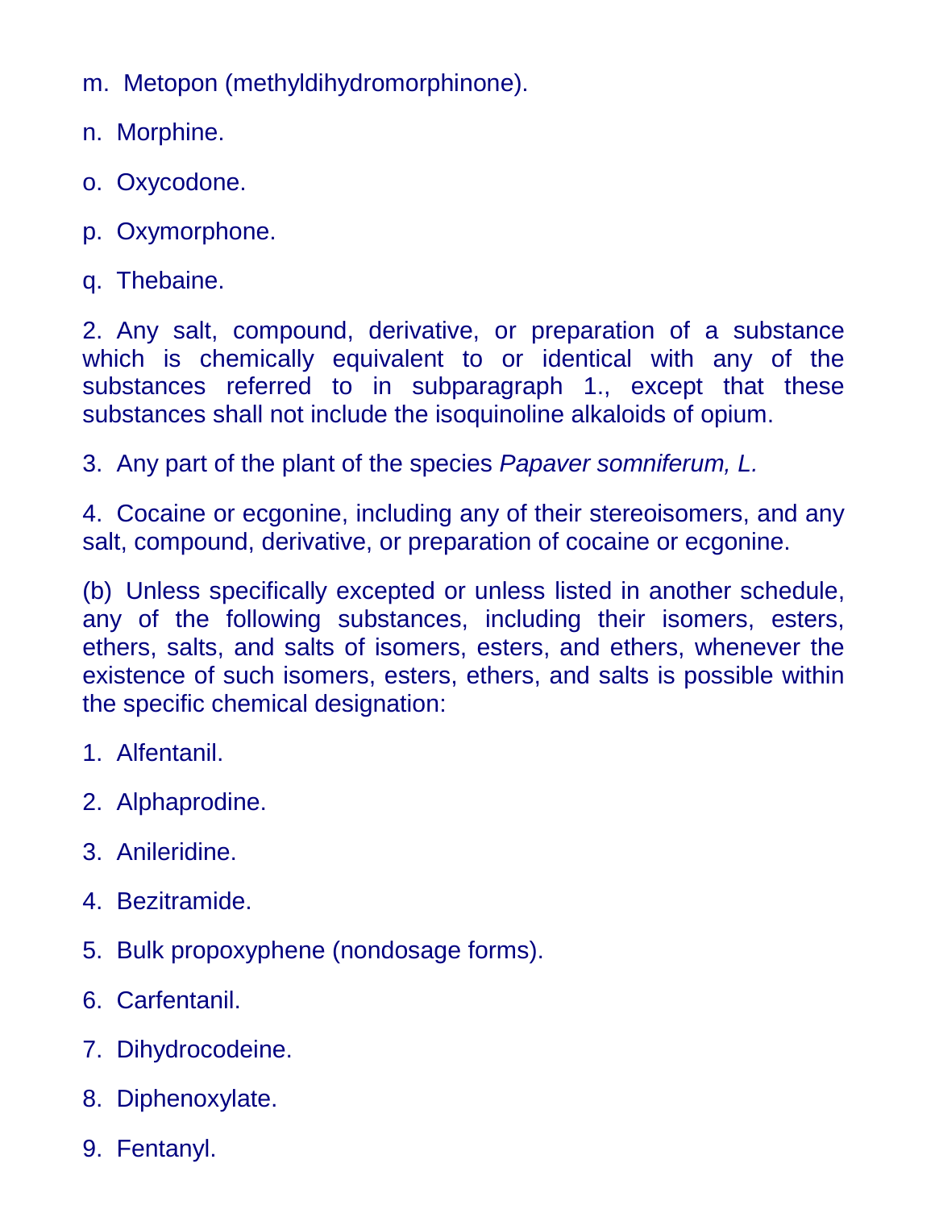m. Metopon (methyldihydromorphinone).

n. Morphine.

o. Oxycodone.

p. Oxymorphone.

q. Thebaine.

2. Any salt, compound, derivative, or preparation of a substance which is chemically equivalent to or identical with any of the substances referred to in subparagraph 1., except that these substances shall not include the isoquinoline alkaloids of opium.

3. Any part of the plant of the species *Papaver somniferum, L.*

4. Cocaine or ecgonine, including any of their stereoisomers, and any salt, compound, derivative, or preparation of cocaine or ecgonine.

(b) Unless specifically excepted or unless listed in another schedule, any of the following substances, including their isomers, esters, ethers, salts, and salts of isomers, esters, and ethers, whenever the existence of such isomers, esters, ethers, and salts is possible within the specific chemical designation:

1. Alfentanil.

2. Alphaprodine.

3. Anileridine.

4. Bezitramide.

5. Bulk propoxyphene (nondosage forms).

6. Carfentanil.

7. Dihydrocodeine.

8. Diphenoxylate.

9. Fentanyl.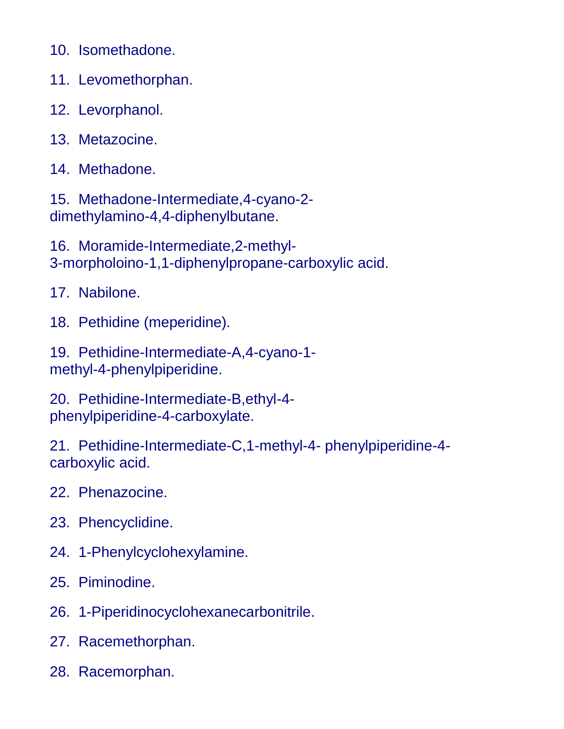10. Isomethadone.

11. Levomethorphan.

12. Levorphanol.

13. Metazocine.

14. Methadone.

15. Methadone-Intermediate,4-cyano-2-dimethylamino-4,4-diphenylbutane.

16. Moramide-Intermediate,2-methyl-3-morpholoino-1,1-diphenylpropane-carboxylic acid.

17. Nabilone.

18. Pethidine (meperidine).

19. Pethidine-Intermediate-A,4-cyano-1-methyl-4-phenylpiperidine.

20. Pethidine-Intermediate-B,ethyl-4-phenylpiperidine-4-carboxylate.

21. Pethidine-Intermediate-C,1-methyl-4- phenylpiperidine-4-carboxylic acid.

22. Phenazocine.

23. Phencyclidine.

24. 1-Phenylcyclohexylamine.

25. Piminodine.

26. 1-Piperidinocyclohexanecarbonitrile.

27. Racemethorphan.

28. Racemorphan.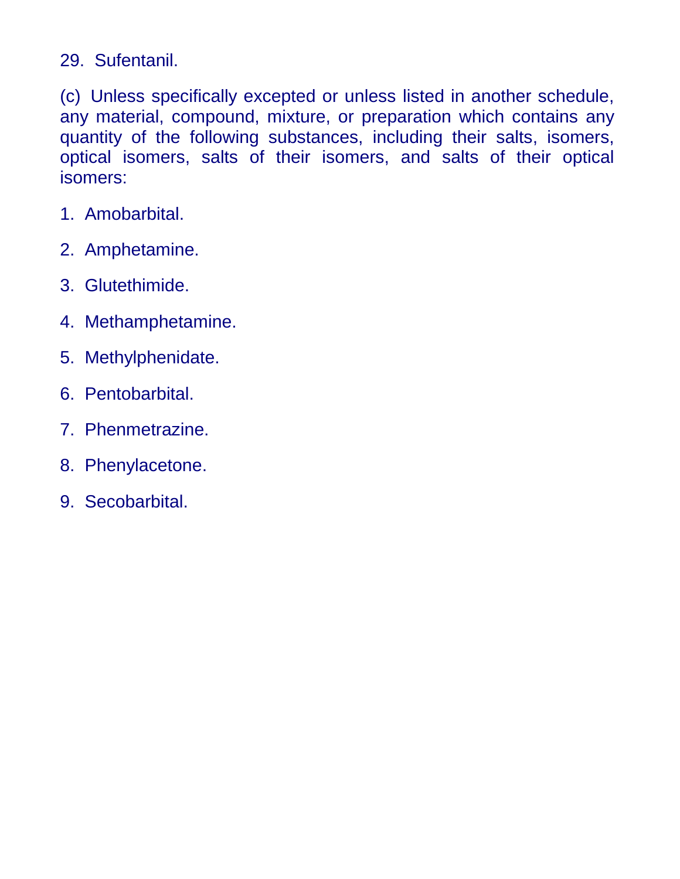29. Sufentanil.

(c) Unless specifically excepted or unless listed in another schedule, any material, compound, mixture, or preparation which contains any quantity of the following substances, including their salts, isomers, optical isomers, salts of their isomers, and salts of their optical isomers:

1. Amobarbital.

2. Amphetamine.

3. Glutethimide.

4. Methamphetamine.

5. Methylphenidate.

6. Pentobarbital.

7. Phenmetrazine.

8. Phenylacetone.

9. Secobarbital.